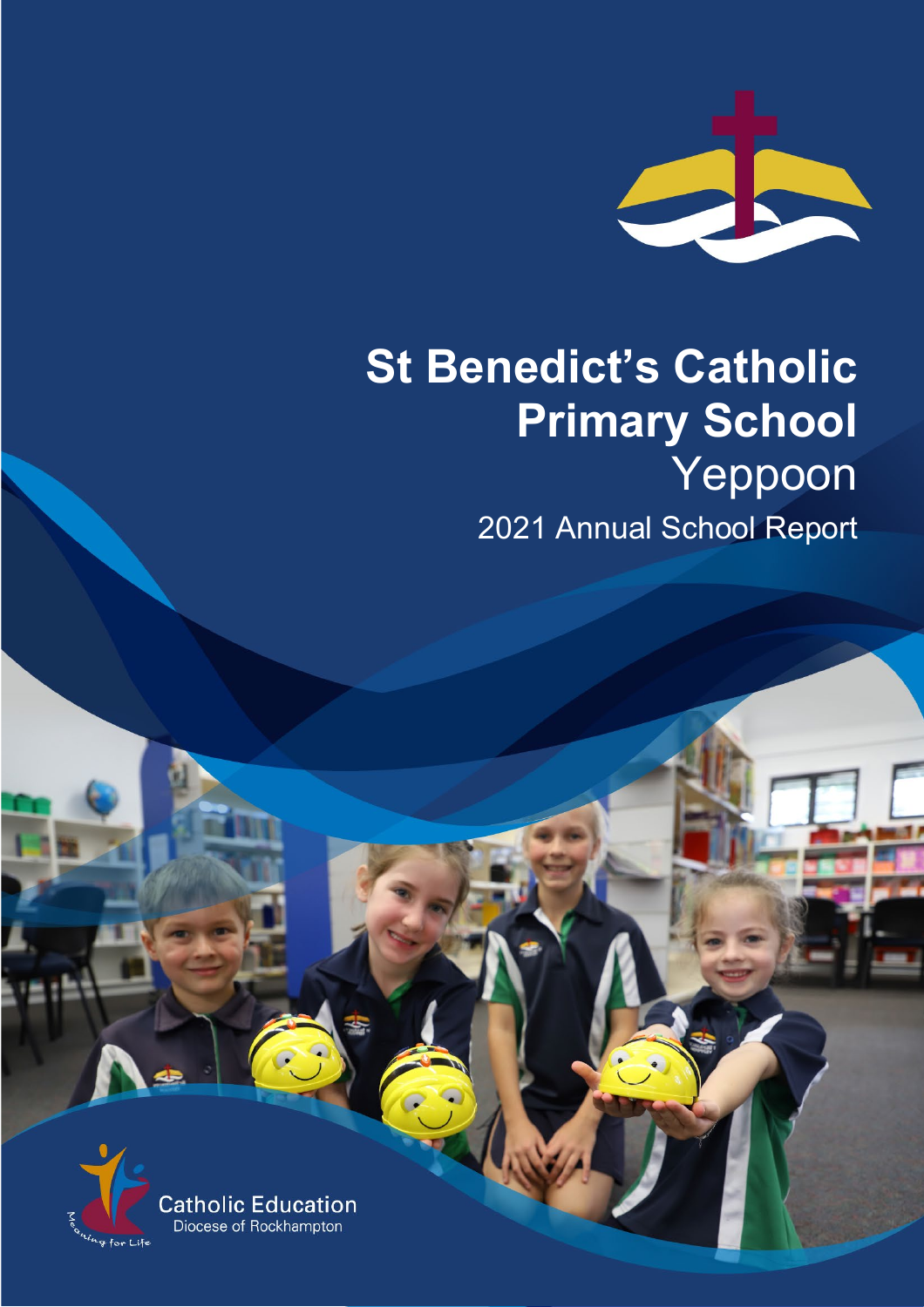# St Benedict's Catholic Primary School

## Yeppoon

2021 Annual School Report

Catholic Education
Diocese of Rockhampton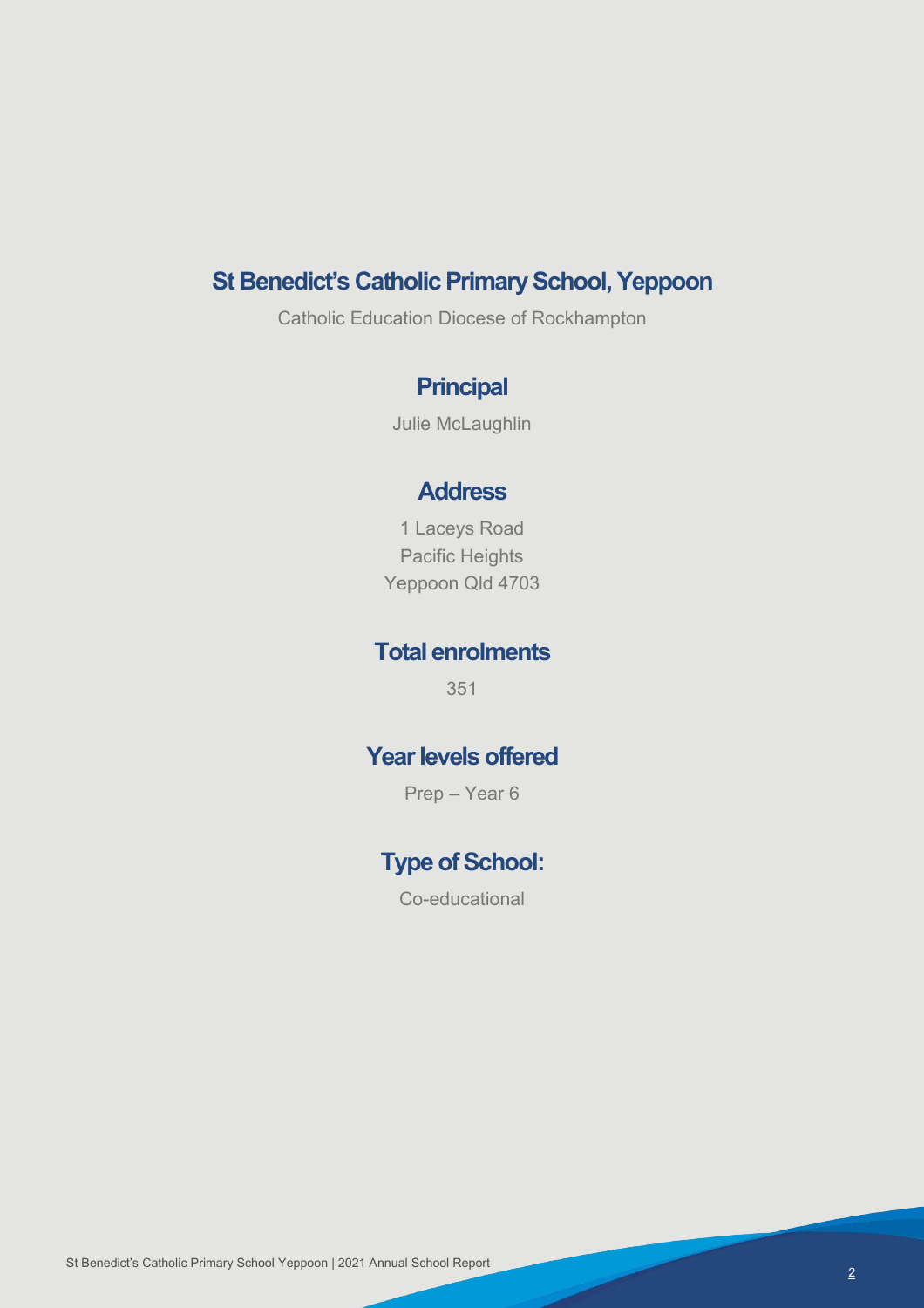## St Benedict's Catholic Primary School, Yeppoon

Catholic Education Diocese of Rockhampton

### Principal

Julie McLaughlin

### Address

1 Laceys Road
Pacific Heights
Yeppoon Qld 4703

### Total enrolments

351

### Year levels offered

Prep – Year 6

### Type of School:

Co-educational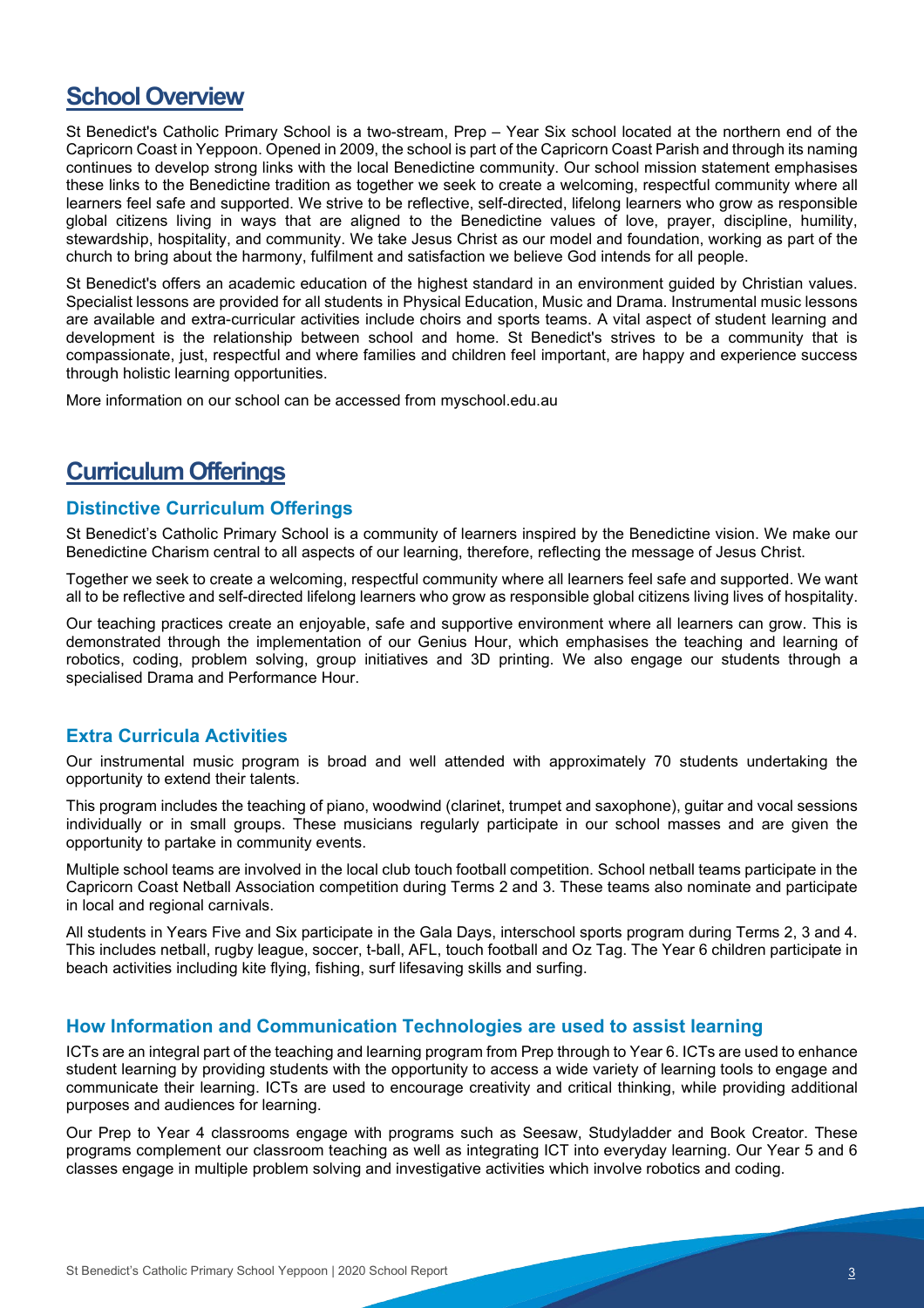## School Overview

St Benedict's Catholic Primary School is a two-stream, Prep – Year Six school located at the northern end of the Capricorn Coast in Yeppoon. Opened in 2009, the school is part of the Capricorn Coast Parish and through its naming continues to develop strong links with the local Benedictine community. Our school mission statement emphasises these links to the Benedictine tradition as together we seek to create a welcoming, respectful community where all learners feel safe and supported. We strive to be reflective, self-directed, lifelong learners who grow as responsible global citizens living in ways that are aligned to the Benedictine values of love, prayer, discipline, humility, stewardship, hospitality, and community. We take Jesus Christ as our model and foundation, working as part of the church to bring about the harmony, fulfilment and satisfaction we believe God intends for all people.

St Benedict's offers an academic education of the highest standard in an environment guided by Christian values. Specialist lessons are provided for all students in Physical Education, Music and Drama. Instrumental music lessons are available and extra-curricular activities include choirs and sports teams. A vital aspect of student learning and development is the relationship between school and home. St Benedict's strives to be a community that is compassionate, just, respectful and where families and children feel important, are happy and experience success through holistic learning opportunities.

More information on our school can be accessed from myschool.edu.au

## Curriculum Offerings

### Distinctive Curriculum Offerings

St Benedict's Catholic Primary School is a community of learners inspired by the Benedictine vision. We make our Benedictine Charism central to all aspects of our learning, therefore, reflecting the message of Jesus Christ.

Together we seek to create a welcoming, respectful community where all learners feel safe and supported. We want all to be reflective and self-directed lifelong learners who grow as responsible global citizens living lives of hospitality.

Our teaching practices create an enjoyable, safe and supportive environment where all learners can grow. This is demonstrated through the implementation of our Genius Hour, which emphasises the teaching and learning of robotics, coding, problem solving, group initiatives and 3D printing. We also engage our students through a specialised Drama and Performance Hour.

### Extra Curricula Activities

Our instrumental music program is broad and well attended with approximately 70 students undertaking the opportunity to extend their talents.

This program includes the teaching of piano, woodwind (clarinet, trumpet and saxophone), guitar and vocal sessions individually or in small groups. These musicians regularly participate in our school masses and are given the opportunity to partake in community events.

Multiple school teams are involved in the local club touch football competition. School netball teams participate in the Capricorn Coast Netball Association competition during Terms 2 and 3. These teams also nominate and participate in local and regional carnivals.

All students in Years Five and Six participate in the Gala Days, interschool sports program during Terms 2, 3 and 4. This includes netball, rugby league, soccer, t-ball, AFL, touch football and Oz Tag. The Year 6 children participate in beach activities including kite flying, fishing, surf lifesaving skills and surfing.

### How Information and Communication Technologies are used to assist learning

ICTs are an integral part of the teaching and learning program from Prep through to Year 6. ICTs are used to enhance student learning by providing students with the opportunity to access a wide variety of learning tools to engage and communicate their learning. ICTs are used to encourage creativity and critical thinking, while providing additional purposes and audiences for learning.

Our Prep to Year 4 classrooms engage with programs such as Seesaw, Studyladder and Book Creator. These programs complement our classroom teaching as well as integrating ICT into everyday learning. Our Year 5 and 6 classes engage in multiple problem solving and investigative activities which involve robotics and coding.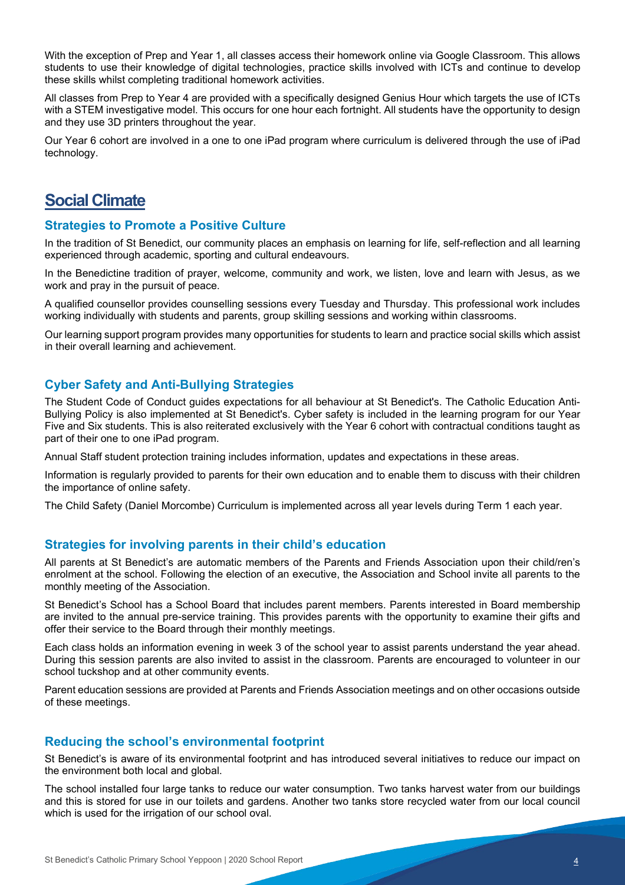With the exception of Prep and Year 1, all classes access their homework online via Google Classroom. This allows students to use their knowledge of digital technologies, practice skills involved with ICTs and continue to develop these skills whilst completing traditional homework activities.

All classes from Prep to Year 4 are provided with a specifically designed Genius Hour which targets the use of ICTs with a STEM investigative model. This occurs for one hour each fortnight. All students have the opportunity to design and they use 3D printers throughout the year.

Our Year 6 cohort are involved in a one to one iPad program where curriculum is delivered through the use of iPad technology.

## Social Climate

### Strategies to Promote a Positive Culture

In the tradition of St Benedict, our community places an emphasis on learning for life, self-reflection and all learning experienced through academic, sporting and cultural endeavours.

In the Benedictine tradition of prayer, welcome, community and work, we listen, love and learn with Jesus, as we work and pray in the pursuit of peace.

A qualified counsellor provides counselling sessions every Tuesday and Thursday. This professional work includes working individually with students and parents, group skilling sessions and working within classrooms.

Our learning support program provides many opportunities for students to learn and practice social skills which assist in their overall learning and achievement.

### Cyber Safety and Anti-Bullying Strategies

The Student Code of Conduct guides expectations for all behaviour at St Benedict's. The Catholic Education Anti-Bullying Policy is also implemented at St Benedict's. Cyber safety is included in the learning program for our Year Five and Six students. This is also reiterated exclusively with the Year 6 cohort with contractual conditions taught as part of their one to one iPad program.

Annual Staff student protection training includes information, updates and expectations in these areas.

Information is regularly provided to parents for their own education and to enable them to discuss with their children the importance of online safety.

The Child Safety (Daniel Morcombe) Curriculum is implemented across all year levels during Term 1 each year.

### Strategies for involving parents in their child's education

All parents at St Benedict's are automatic members of the Parents and Friends Association upon their child/ren's enrolment at the school. Following the election of an executive, the Association and School invite all parents to the monthly meeting of the Association.

St Benedict's School has a School Board that includes parent members. Parents interested in Board membership are invited to the annual pre-service training. This provides parents with the opportunity to examine their gifts and offer their service to the Board through their monthly meetings.

Each class holds an information evening in week 3 of the school year to assist parents understand the year ahead. During this session parents are also invited to assist in the classroom. Parents are encouraged to volunteer in our school tuckshop and at other community events.

Parent education sessions are provided at Parents and Friends Association meetings and on other occasions outside of these meetings.

### Reducing the school's environmental footprint

St Benedict's is aware of its environmental footprint and has introduced several initiatives to reduce our impact on the environment both local and global.

The school installed four large tanks to reduce our water consumption. Two tanks harvest water from our buildings and this is stored for use in our toilets and gardens. Another two tanks store recycled water from our local council which is used for the irrigation of our school oval.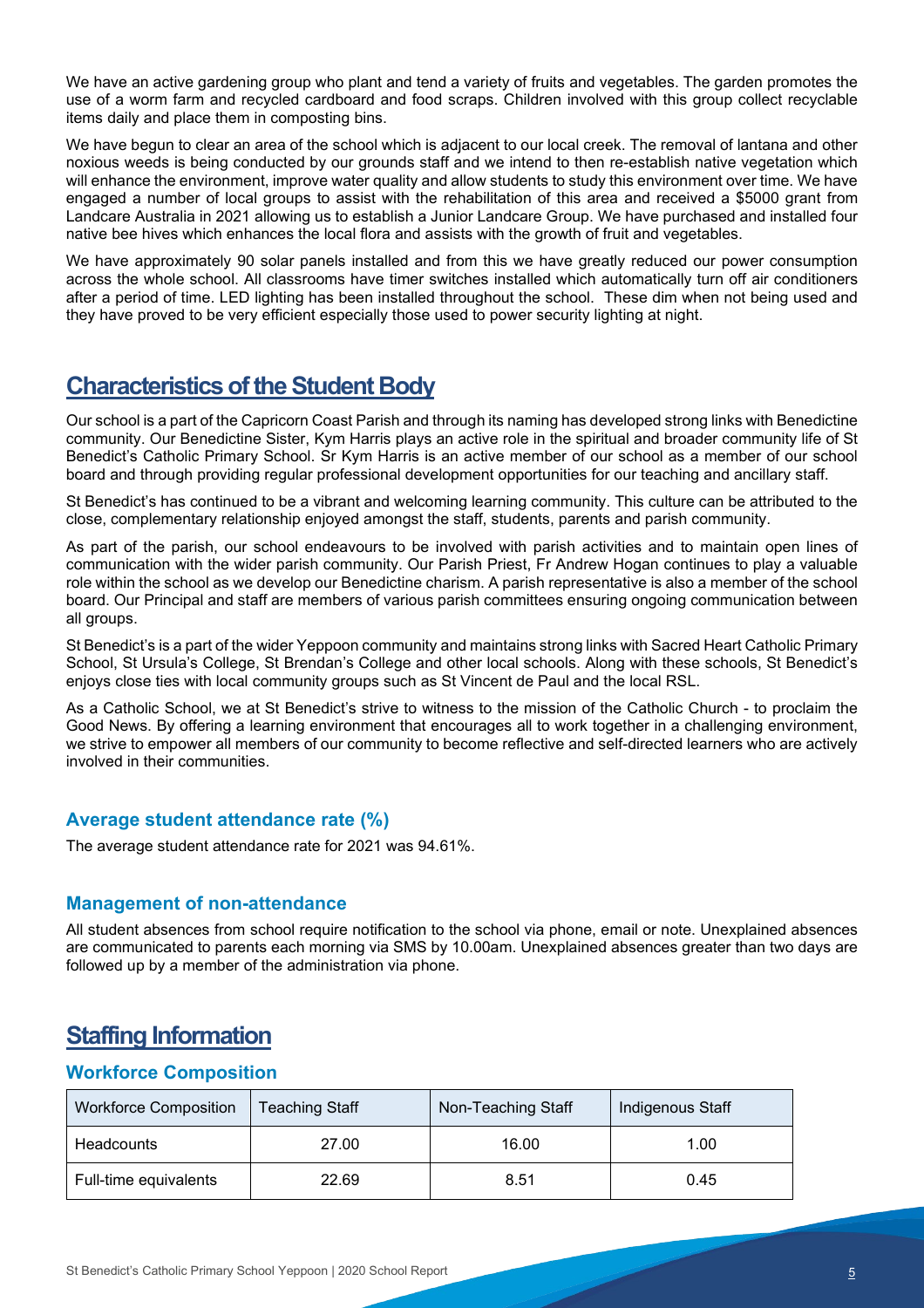We have an active gardening group who plant and tend a variety of fruits and vegetables. The garden promotes the use of a worm farm and recycled cardboard and food scraps. Children involved with this group collect recyclable items daily and place them in composting bins.

We have begun to clear an area of the school which is adjacent to our local creek. The removal of lantana and other noxious weeds is being conducted by our grounds staff and we intend to then re-establish native vegetation which will enhance the environment, improve water quality and allow students to study this environment over time. We have engaged a number of local groups to assist with the rehabilitation of this area and received a $5000 grant from Landcare Australia in 2021 allowing us to establish a Junior Landcare Group. We have purchased and installed four native bee hives which enhances the local flora and assists with the growth of fruit and vegetables.

We have approximately 90 solar panels installed and from this we have greatly reduced our power consumption across the whole school. All classrooms have timer switches installed which automatically turn off air conditioners after a period of time. LED lighting has been installed throughout the school. These dim when not being used and they have proved to be very efficient especially those used to power security lighting at night.

## Characteristics of the Student Body

Our school is a part of the Capricorn Coast Parish and through its naming has developed strong links with Benedictine community. Our Benedictine Sister, Kym Harris plays an active role in the spiritual and broader community life of St Benedict's Catholic Primary School. Sr Kym Harris is an active member of our school as a member of our school board and through providing regular professional development opportunities for our teaching and ancillary staff.

St Benedict's has continued to be a vibrant and welcoming learning community. This culture can be attributed to the close, complementary relationship enjoyed amongst the staff, students, parents and parish community.

As part of the parish, our school endeavours to be involved with parish activities and to maintain open lines of communication with the wider parish community. Our Parish Priest, Fr Andrew Hogan continues to play a valuable role within the school as we develop our Benedictine charism. A parish representative is also a member of the school board. Our Principal and staff are members of various parish committees ensuring ongoing communication between all groups.

St Benedict's is a part of the wider Yeppoon community and maintains strong links with Sacred Heart Catholic Primary School, St Ursula's College, St Brendan's College and other local schools. Along with these schools, St Benedict's enjoys close ties with local community groups such as St Vincent de Paul and the local RSL.

As a Catholic School, we at St Benedict's strive to witness to the mission of the Catholic Church - to proclaim the Good News. By offering a learning environment that encourages all to work together in a challenging environment, we strive to empower all members of our community to become reflective and self-directed learners who are actively involved in their communities.

### Average student attendance rate (%)

The average student attendance rate for 2021 was 94.61%.

### Management of non-attendance

All student absences from school require notification to the school via phone, email or note. Unexplained absences are communicated to parents each morning via SMS by 10.00am. Unexplained absences greater than two days are followed up by a member of the administration via phone.

## Staffing Information

### Workforce Composition

| Workforce Composition | Teaching Staff | Non-Teaching Staff | Indigenous Staff |
|---|---|---|---|
| Headcounts | 27.00 | 16.00 | 1.00 |
| Full-time equivalents | 22.69 | 8.51 | 0.45 |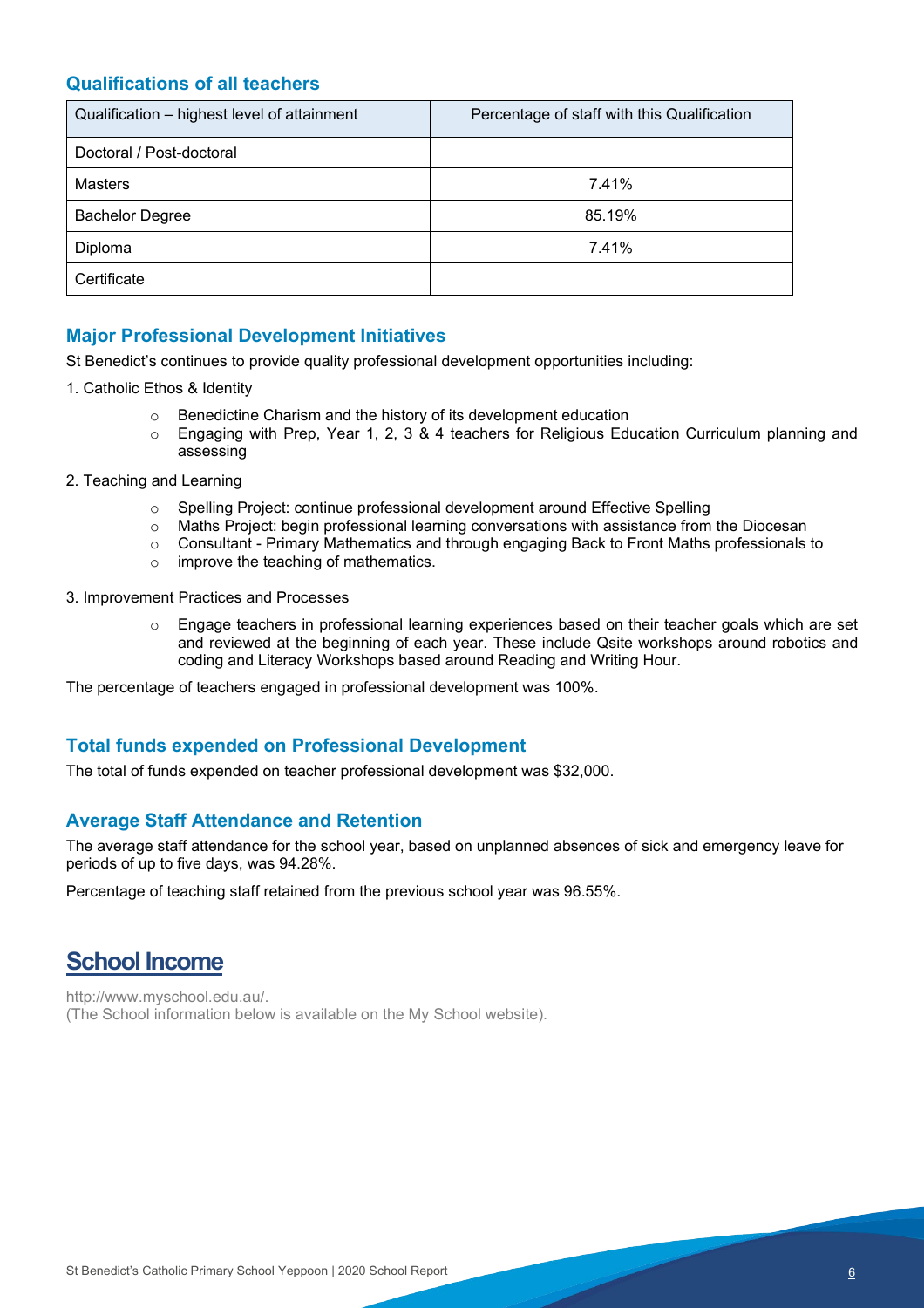## Qualifications of all teachers

| Qualification – highest level of attainment | Percentage of staff with this Qualification |
|---|---|
| Doctoral / Post-doctoral | |
| Masters | 7.41% |
| Bachelor Degree | 85.19% |
| Diploma | 7.41% |
| Certificate | |

## Major Professional Development Initiatives

St Benedict's continues to provide quality professional development opportunities including:

1. Catholic Ethos & Identity
   - Benedictine Charism and the history of its development education
   - Engaging with Prep, Year 1, 2, 3 & 4 teachers for Religious Education Curriculum planning and assessing
2. Teaching and Learning
   - Spelling Project: continue professional development around Effective Spelling
   - Maths Project: begin professional learning conversations with assistance from the Diocesan
   - Consultant - Primary Mathematics and through engaging Back to Front Maths professionals to
   - improve the teaching of mathematics.
3. Improvement Practices and Processes
   - Engage teachers in professional learning experiences based on their teacher goals which are set and reviewed at the beginning of each year. These include Qsite workshops around robotics and coding and Literacy Workshops based around Reading and Writing Hour.

The percentage of teachers engaged in professional development was 100%.

## Total funds expended on Professional Development

The total of funds expended on teacher professional development was $32,000.

## Average Staff Attendance and Retention

The average staff attendance for the school year, based on unplanned absences of sick and emergency leave for periods of up to five days, was 94.28%.

Percentage of teaching staff retained from the previous school year was 96.55%.

# School Income

http://www.myschool.edu.au/.
(The School information below is available on the My School website).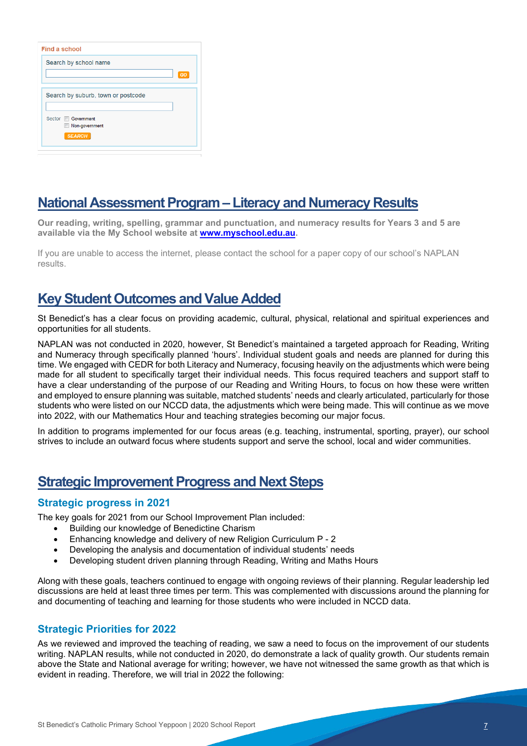**Find a school**

Search by school name

GO

Search by suburb, town or postcode

Sector Government Non-government

SEARCH

## National Assessment Program – Literacy and Numeracy Results

**Our reading, writing, spelling, grammar and punctuation, and numeracy results for Years 3 and 5 are available via the My School website at [www.myschool.edu.au](http://www.myschool.edu.au).**

If you are unable to access the internet, please contact the school for a paper copy of our school's NAPLAN results.

## Key Student Outcomes and Value Added

St Benedict's has a clear focus on providing academic, cultural, physical, relational and spiritual experiences and opportunities for all students.

NAPLAN was not conducted in 2020, however, St Benedict's maintained a targeted approach for Reading, Writing and Numeracy through specifically planned 'hours'. Individual student goals and needs are planned for during this time. We engaged with CEDR for both Literacy and Numeracy, focusing heavily on the adjustments which were being made for all student to specifically target their individual needs. This focus required teachers and support staff to have a clear understanding of the purpose of our Reading and Writing Hours, to focus on how these were written and employed to ensure planning was suitable, matched students' needs and clearly articulated, particularly for those students who were listed on our NCCD data, the adjustments which were being made. This will continue as we move into 2022, with our Mathematics Hour and teaching strategies becoming our major focus.

In addition to programs implemented for our focus areas (e.g. teaching, instrumental, sporting, prayer), our school strives to include an outward focus where students support and serve the school, local and wider communities.

## Strategic Improvement Progress and Next Steps

### Strategic progress in 2021

The key goals for 2021 from our School Improvement Plan included:

- Building our knowledge of Benedictine Charism
- Enhancing knowledge and delivery of new Religion Curriculum P - 2
- Developing the analysis and documentation of individual students' needs
- Developing student driven planning through Reading, Writing and Maths Hours

Along with these goals, teachers continued to engage with ongoing reviews of their planning. Regular leadership led discussions are held at least three times per term. This was complemented with discussions around the planning for and documenting of teaching and learning for those students who were included in NCCD data.

### Strategic Priorities for 2022

As we reviewed and improved the teaching of reading, we saw a need to focus on the improvement of our students writing. NAPLAN results, while not conducted in 2020, do demonstrate a lack of quality growth. Our students remain above the State and National average for writing; however, we have not witnessed the same growth as that which is evident in reading. Therefore, we will trial in 2022 the following: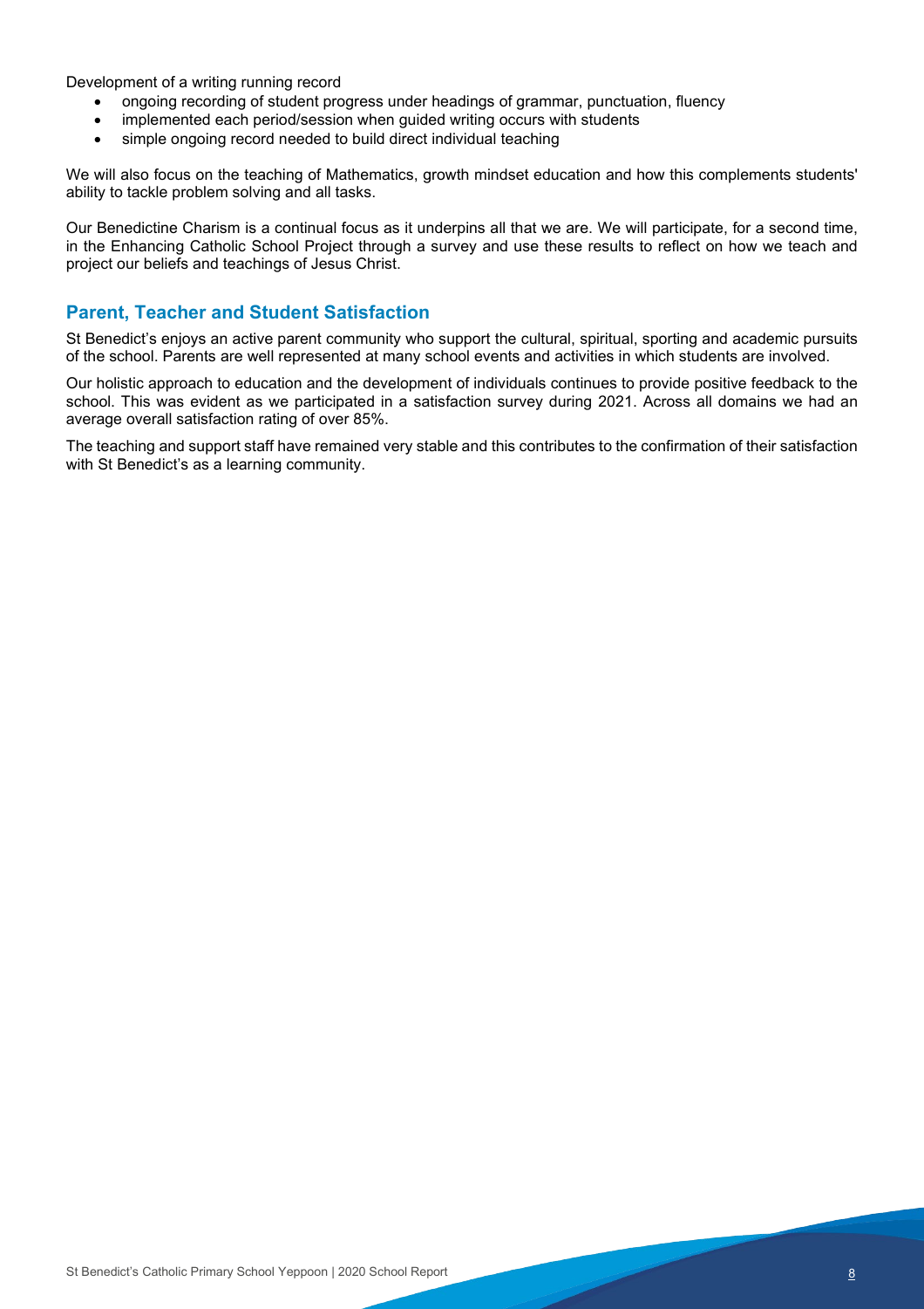Development of a writing running record

- ongoing recording of student progress under headings of grammar, punctuation, fluency
- implemented each period/session when guided writing occurs with students
- simple ongoing record needed to build direct individual teaching

We will also focus on the teaching of Mathematics, growth mindset education and how this complements students' ability to tackle problem solving and all tasks.

Our Benedictine Charism is a continual focus as it underpins all that we are. We will participate, for a second time, in the Enhancing Catholic School Project through a survey and use these results to reflect on how we teach and project our beliefs and teachings of Jesus Christ.

## Parent, Teacher and Student Satisfaction

St Benedict's enjoys an active parent community who support the cultural, spiritual, sporting and academic pursuits of the school. Parents are well represented at many school events and activities in which students are involved.

Our holistic approach to education and the development of individuals continues to provide positive feedback to the school. This was evident as we participated in a satisfaction survey during 2021. Across all domains we had an average overall satisfaction rating of over 85%.

The teaching and support staff have remained very stable and this contributes to the confirmation of their satisfaction with St Benedict's as a learning community.